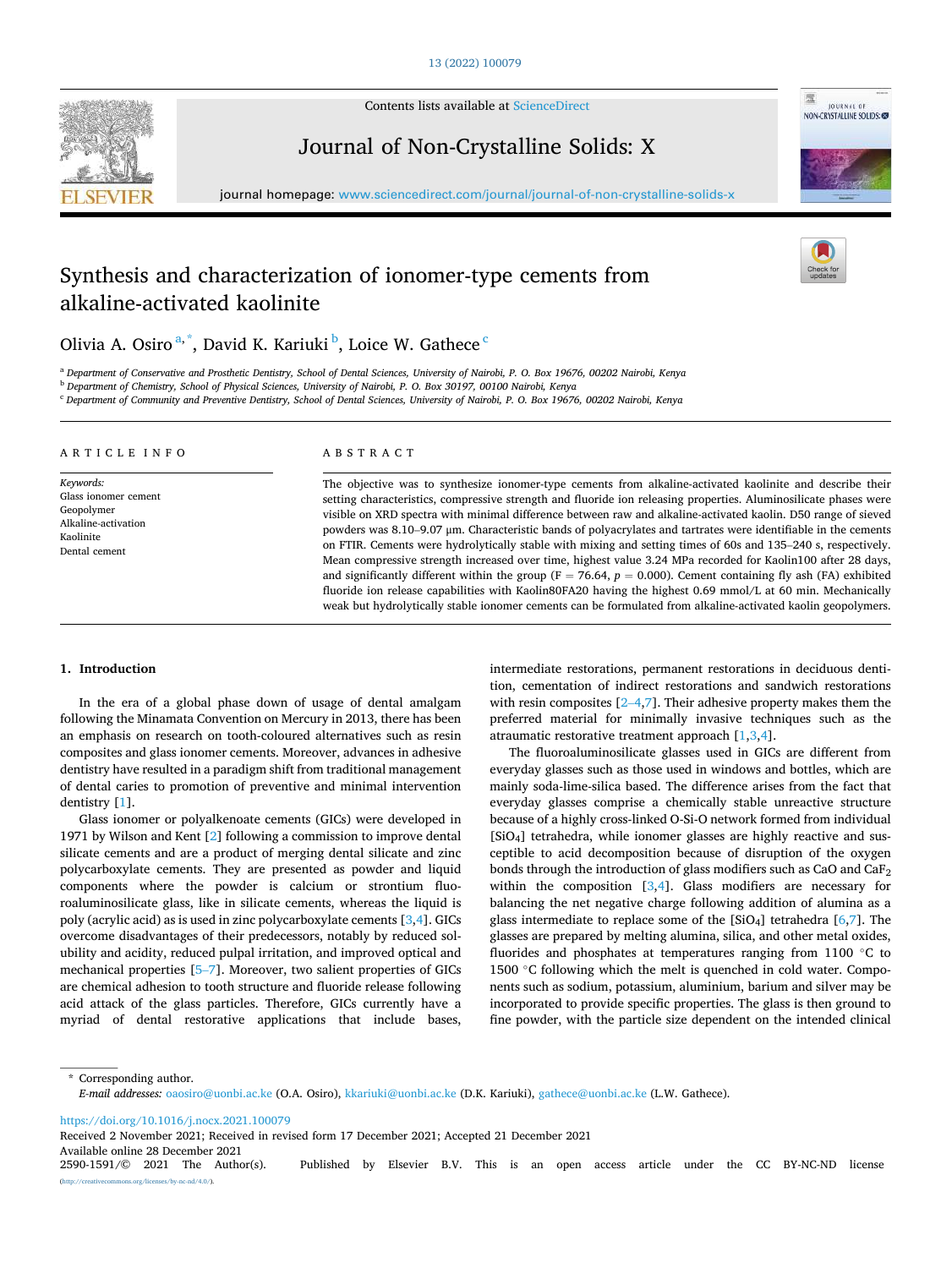# Synthesis and characterization of ionomer-type cements from alkaline-activated kaolinite

Olivia A. Osiro[a,*], David K. Kariuki[b], Loice W. Gathece[c]

[a] Department of Conservative and Prosthetic Dentistry, School of Dental Sciences, University of Nairobi, P. O. Box 19676, 00202 Nairobi, Kenya
[b] Department of Chemistry, School of Physical Sciences, University of Nairobi, P. O. Box 30197, 00100 Nairobi, Kenya
[c] Department of Community and Preventive Dentistry, School of Dental Sciences, University of Nairobi, P. O. Box 19676, 00202 Nairobi, Kenya

## ARTICLE INFO

*Keywords:*
Glass ionomer cement
Geopolymer
Alkaline-activation
Kaolinite
Dental cement

## ABSTRACT

The objective was to synthesize ionomer-type cements from alkaline-activated kaolinite and describe their setting characteristics, compressive strength and fluoride ion releasing properties. Aluminosilicate phases were visible on XRD spectra with minimal difference between raw and alkaline-activated kaolin. D50 range of sieved powders was 8.10–9.07 μm. Characteristic bands of polyacrylates and tartrates were identifiable in the cements on FTIR. Cements were hydrolytically stable with mixing and setting times of 60s and 135–240 s, respectively. Mean compressive strength increased over time, highest value 3.24 MPa recorded for Kaolin100 after 28 days, and significantly different within the group ($F = 76.64$, $p = 0.000$). Cement containing fly ash (FA) exhibited fluoride ion release capabilities with Kaolin80FA20 having the highest 0.69 mmol/L at 60 min. Mechanically weak but hydrolytically stable ionomer cements can be formulated from alkaline-activated kaolin geopolymers.

## 1. Introduction

In the era of a global phase down of usage of dental amalgam following the Minamata Convention on Mercury in 2013, there has been an emphasis on research on tooth-coloured alternatives such as resin composites and glass ionomer cements. Moreover, advances in adhesive dentistry have resulted in a paradigm shift from traditional management of dental caries to promotion of preventive and minimal intervention dentistry [1].

Glass ionomer or polyalkenoate cements (GICs) were developed in 1971 by Wilson and Kent [2] following a commission to improve dental silicate cements and are a product of merging dental silicate and zinc polycarboxylate cements. They are presented as powder and liquid components where the powder is calcium or strontium fluoroaluminosilicate glass, like in silicate cements, whereas the liquid is poly (acrylic acid) as is used in zinc polycarboxylate cements [3,4]. GICs overcome disadvantages of their predecessors, notably by reduced solubility and acidity, reduced pulpal irritation, and improved optical and mechanical properties [5–7]. Moreover, two salient properties of GICs are chemical adhesion to tooth structure and fluoride release following acid attack of the glass particles. Therefore, GICs currently have a myriad of dental restorative applications that include bases, intermediate restorations, permanent restorations in deciduous dentition, cementation of indirect restorations and sandwich restorations with resin composites [2–4,7]. Their adhesive property makes them the preferred material for minimally invasive techniques such as the atraumatic restorative treatment approach [1,3,4].

The fluoroaluminosilicate glasses used in GICs are different from everyday glasses such as those used in windows and bottles, which are mainly soda-lime-silica based. The difference arises from the fact that everyday glasses comprise a chemically stable unreactive structure because of a highly cross-linked O-Si-O network formed from individual $[SiO_4]$ tetrahedra, while ionomer glasses are highly reactive and susceptible to acid decomposition because of disruption of the oxygen bonds through the introduction of glass modifiers such as CaO and $CaF_2$ within the composition [3,4]. Glass modifiers are necessary for balancing the net negative charge following addition of alumina as a glass intermediate to replace some of the $[SiO_4]$ tetrahedra [6,7]. The glasses are prepared by melting alumina, silica, and other metal oxides, fluorides and phosphates at temperatures ranging from 1100 °C to 1500 °C following which the melt is quenched in cold water. Components such as sodium, potassium, aluminium, barium and silver may be incorporated to provide specific properties. The glass is then ground to fine powder, with the particle size dependent on the intended clinical

\* Corresponding author.
*E-mail addresses:* oaosiro@uonbi.ac.ke (O.A. Osiro), kkariuki@uonbi.ac.ke (D.K. Kariuki), gathece@uonbi.ac.ke (L.W. Gathece).

https://doi.org/10.1016/j.nocx.2021.100079
Received 2 November 2021; Received in revised form 17 December 2021; Accepted 21 December 2021
Available online 28 December 2021
2590-1591/© 2021 The Author(s). Published by Elsevier B.V. This is an open access article under the CC BY-NC-ND license (http://creativecommons.org/licenses/by-nc-nd/4.0/).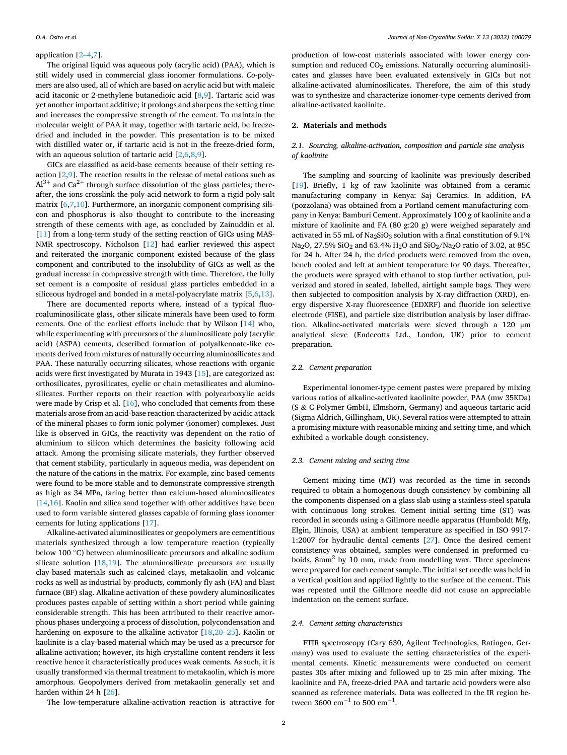application [2–4,7].

The original liquid was aqueous poly (acrylic acid) (PAA), which is still widely used in commercial glass ionomer formulations. *Co*-polymers are also used, all of which are based on acrylic acid but with maleic acid itaconic or 2-methylene butanedioic acid [8,9]. Tartaric acid was yet another important additive; it prolongs and sharpens the setting time and increases the compressive strength of the cement. To maintain the molecular weight of PAA it may, together with tartaric acid, be freeze-dried and included in the powder. This presentation is to be mixed with distilled water or, if tartaric acid is not in the freeze-dried form, with an aqueous solution of tartaric acid [2,6,8,9].

GICs are classified as acid-base cements because of their setting reaction [2,9]. The reaction results in the release of metal cations such as $Al^{3+}$ and $Ca^{2+}$ through surface dissolution of the glass particles; thereafter, the ions crosslink the poly-acid network to form a rigid poly-salt matrix [6,7,10]. Furthermore, an inorganic component comprising silicon and phosphorus is also thought to contribute to the increasing strength of these cements with age, as concluded by Zainuddin et al. [11] from a long-term study of the setting reaction of GICs using MAS-NMR spectroscopy. Nicholson [12] had earlier reviewed this aspect and reiterated the inorganic component existed because of the glass component and contributed to the insolubility of GICs as well as the gradual increase in compressive strength with time. Therefore, the fully set cement is a composite of residual glass particles embedded in a siliceous hydrogel and bonded in a metal-polyacrylate matrix [5,6,13].

There are documented reports where, instead of a typical fluoroaluminosilicate glass, other silicate minerals have been used to form cements. One of the earliest efforts include that by Wilson [14] who, while experimenting with precursors of the aluminosilicate poly (acrylic acid) (ASPA) cements, described formation of polyalkenoate-like cements derived from mixtures of naturally occurring aluminosilicates and PAA. These naturally occurring silicates, whose reactions with organic acids were first investigated by Murata in 1943 [15], are categorized as: orthosilicates, pyrosilicates, cyclic or chain metasilicates and aluminosilicates. Further reports on their reaction with polycarboxylic acids were made by Crisp et al. [16], who concluded that cements from these materials arose from an acid-base reaction characterized by acidic attack of the mineral phases to form ionic polymer (ionomer) complexes. Just like is observed in GICs, the reactivity was dependent on the ratio of aluminium to silicon which determines the basicity following acid attack. Among the promising silicate materials, they further observed that cement stability, particularly in aqueous media, was dependent on the nature of the cations in the matrix. For example, zinc based cements were found to be more stable and to demonstrate compressive strength as high as 34 MPa, faring better than calcium-based aluminosilicates [14,16]. Kaolin and silica sand together with other additives have been used to form variable sintered glasses capable of forming glass ionomer cements for luting applications [17].

Alkaline-activated aluminosilicates or geopolymers are cementitious materials synthesized through a low temperature reaction (typically below 100 °C) between aluminosilicate precursors and alkaline sodium silicate solution [18,19]. The aluminosilicate precursors are usually clay-based materials such as calcined clays, metakaolin and volcanic rocks as well as industrial by-products, commonly fly ash (FA) and blast furnace (BF) slag. Alkaline activation of these powdery aluminosilicates produces pastes capable of setting within a short period while gaining considerable strength. This has been attributed to their reactive amorphous phases undergoing a process of dissolution, polycondensation and hardening on exposure to the alkaline activator [18,20–25]. Kaolin or kaolinite is a clay-based material which may be used as a precursor for alkaline-activation; however, its high crystalline content renders it less reactive hence it characteristically produces weak cements. As such, it is usually transformed via thermal treatment to metakaolin, which is more amorphous. Geopolymers derived from metakaolin generally set and harden within 24 h [26].

The low-temperature alkaline-activation reaction is attractive for production of low-cost materials associated with lower energy consumption and reduced $CO_2$ emissions. Naturally occurring aluminosilicates and glasses have been evaluated extensively in GICs but not alkaline-activated aluminosilicates. Therefore, the aim of this study was to synthesize and characterize ionomer-type cements derived from alkaline-activated kaolinite.

## 2. Materials and methods

### 2.1. Sourcing, alkaline-activation, composition and particle size analysis of kaolinite

The sampling and sourcing of kaolinite was previously described [19]. Briefly, 1 kg of raw kaolinite was obtained from a ceramic manufacturing company in Kenya: Saj Ceramics. In addition, FA (pozzolana) was obtained from a Portland cement manufacturing company in Kenya: Bamburi Cement. Approximately 100 g of kaolinite and a mixture of kaolinite and FA (80 g:20 g) were weighed separately and activated in 55 mL of $Na_2SiO_3$ solution with a final constitution of 9.1% $Na_2O$, 27.5% $SiO_2$ and 63.4% $H_2O$ and $SiO_2/Na_2O$ ratio of 3.02, at 85C for 24 h. After 24 h, the dried products were removed from the oven, bench cooled and left at ambient temperature for 90 days. Thereafter, the products were sprayed with ethanol to stop further activation, pulverized and stored in sealed, labelled, airtight sample bags. They were then subjected to composition analysis by X-ray diffraction (XRD), energy dispersive X-ray fluorescence (EDXRF) and fluoride ion selective electrode (FISE), and particle size distribution analysis by laser diffraction. Alkaline-activated materials were sieved through a 120 μm analytical sieve (Endecotts Ltd., London, UK) prior to cement preparation.

### 2.2. Cement preparation

Experimental ionomer-type cement pastes were prepared by mixing various ratios of alkaline-activated kaolinite powder, PAA (mw 35KDa) (S & C Polymer GmbH, Elmshorn, Germany) and aqueous tartaric acid (Sigma Aldrich, Gillingham, UK). Several ratios were attempted to attain a promising mixture with reasonable mixing and setting time, and which exhibited a workable dough consistency.

### 2.3. Cement mixing and setting time

Cement mixing time (MT) was recorded as the time in seconds required to obtain a homogenous dough consistency by combining all the components dispensed on a glass slab using a stainless-steel spatula with continuous long strokes. Cement initial setting time (ST) was recorded in seconds using a Gillmore needle apparatus (Humboldt Mfg, Elgin, Illinois, USA) at ambient temperature as specified in ISO 9917-1:2007 for hydraulic dental cements [27]. Once the desired cement consistency was obtained, samples were condensed in preformed cuboids, $8mm^2$ by 10 mm, made from modelling wax. Three specimens were prepared for each cement sample. The initial set needle was held in a vertical position and applied lightly to the surface of the cement. This was repeated until the Gillmore needle did not cause an appreciable indentation on the cement surface.

### 2.4. Cement setting characteristics

FTIR spectroscopy (Cary 630, Agilent Technologies, Ratingen, Germany) was used to evaluate the setting characteristics of the experimental cements. Kinetic measurements were conducted on cement pastes 30s after mixing and followed up to 25 min after mixing. The kaolinite and FA, freeze-dried PAA and tartaric acid powders were also scanned as reference materials. Data was collected in the IR region between 3600 $cm^{-1}$ to 500 $cm^{-1}$.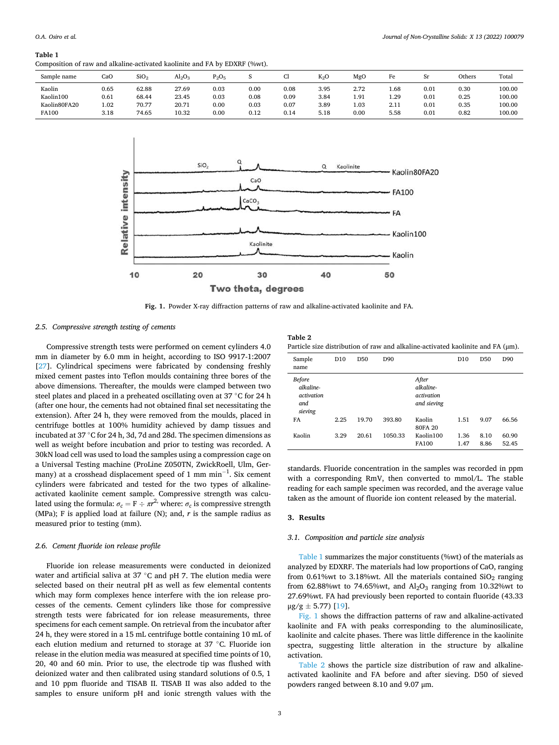**Table 1**
Composition of raw and alkaline-activated kaolinite and FA by EDXRF (%wt).

| Sample name | CaO | $SiO_2$ | $Al_2O_3$ | $P_2O_5$ | S | Cl | $K_2O$ | MgO | Fe | Sr | Others | Total |
|---|---|---|---|---|---|---|---|---|---|---|---|---|
| Kaolin | 0.65 | 62.88 | 27.69 | 0.03 | 0.00 | 0.08 | 3.95 | 2.72 | 1.68 | 0.01 | 0.30 | 100.00 |
| Kaolin100 | 0.61 | 68.44 | 23.45 | 0.03 | 0.08 | 0.09 | 3.84 | 1.91 | 1.29 | 0.01 | 0.25 | 100.00 |
| Kaolin80FA20 | 1.02 | 70.77 | 20.71 | 0.00 | 0.03 | 0.07 | 3.89 | 1.03 | 2.11 | 0.01 | 0.35 | 100.00 |
| FA100 | 3.18 | 74.65 | 10.32 | 0.00 | 0.12 | 0.14 | 5.18 | 0.00 | 5.58 | 0.01 | 0.82 | 100.00 |

**Fig. 1.** Powder X-ray diffraction patterns of raw and alkaline-activated kaolinite and FA.

### 2.5. Compressive strength testing of cements

Compressive strength tests were performed on cement cylinders 4.0 mm in diameter by 6.0 mm in height, according to ISO 9917-1:2007 [27]. Cylindrical specimens were fabricated by condensing freshly mixed cement pastes into Teflon moulds containing three bores of the above dimensions. Thereafter, the moulds were clamped between two steel plates and placed in a preheated oscillating oven at 37 °C for 24 h (after one hour, the cements had not obtained final set necessitating the extension). After 24 h, they were removed from the moulds, placed in centrifuge bottles at 100% humidity achieved by damp tissues and incubated at 37 °C for 24 h, 3d, 7d and 28d. The specimen dimensions as well as weight before incubation and prior to testing was recorded. A 30kN load cell was used to load the samples using a compression cage on a Universal Testing machine (ProLine Z050TN, ZwickRoell, Ulm, Germany) at a crosshead displacement speed of 1 mm $min^{-1}$. Six cement cylinders were fabricated and tested for the two types of alkaline-activated kaolinite cement sample. Compressive strength was calculated using the formula: $\sigma_c = F \div \pi r^2$, where: $\sigma_c$ is compressive strength (MPa); F is applied load at failure (N); and, $r$ is the sample radius as measured prior to testing (mm).

### 2.6. Cement fluoride ion release profile

Fluoride ion release measurements were conducted in deionized water and artificial saliva at 37 °C and pH 7. The elution media were selected based on their neutral pH as well as few elemental contents which may form complexes hence interfere with the ion release processes of the cements. Cement cylinders like those for compressive strength tests were fabricated for ion release measurements, three specimens for each cement sample. On retrieval from the incubator after 24 h, they were stored in a 15 mL centrifuge bottle containing 10 mL of each elution medium and returned to storage at 37 °C. Fluoride ion release in the elution media was measured at specified time points of 10, 20, 40 and 60 min. Prior to use, the electrode tip was flushed with deionized water and then calibrated using standard solutions of 0.5, 1 and 10 ppm fluoride and TISAB II. TISAB II was also added to the samples to ensure uniform pH and ionic strength values with the standards. Fluoride concentration in the samples was recorded in ppm with a corresponding RmV, then converted to mmol/L. The stable reading for each sample specimen was recorded, and the average value taken as the amount of fluoride ion content released by the material.

**Table 2**
Particle size distribution of raw and alkaline-activated kaolinite and FA (μm).

| Sample name | D10 | D50 | D90 | | D10 | D50 | D90 |
|---|---|---|---|---|---|---|---|
| *Before alkaline-activation and sieving* | | | | *After alkaline-activation and sieving* | | | |
| FA | 2.25 | 19.70 | 393.80 | Kaolin 80FA 20 | 1.51 | 9.07 | 66.56 |
| Kaolin | 3.29 | 20.61 | 1050.33 | Kaolin100 | 1.36 | 8.10 | 60.90 |
| | | | | FA100 | 1.47 | 8.86 | 52.45 |

## 3. Results

### 3.1. Composition and particle size analysis

Table 1 summarizes the major constituents (%wt) of the materials as analyzed by EDXRF. The materials had low proportions of CaO, ranging from 0.61%wt to 3.18%wt. All the materials contained $SiO_2$ ranging from 62.88%wt to 74.65%wt, and $Al_2O_3$ ranging from 10.32%wt to 27.69%wt. FA had previously been reported to contain fluoride (43.33 μg/g ± 5.77) [19].

Fig. 1 shows the diffraction patterns of raw and alkaline-activated kaolinite and FA with peaks corresponding to the aluminosilicate, kaolinite and calcite phases. There was little difference in the kaolinite spectra, suggesting little alteration in the structure by alkaline activation.

Table 2 shows the particle size distribution of raw and alkaline-activated kaolinite and FA before and after sieving. D50 of sieved powders ranged between 8.10 and 9.07 μm.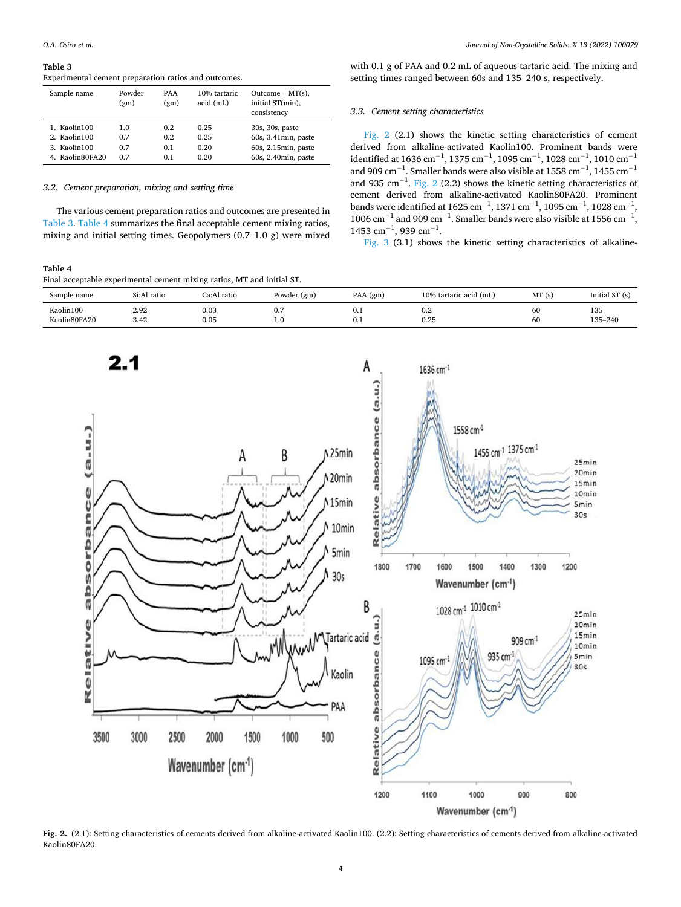**Table 3**
Experimental cement preparation ratios and outcomes.

| Sample name | Powder (gm) | PAA (gm) | 10% tartaric acid (mL) | Outcome – MT(s), initial ST(min), consistency |
|---|---|---|---|---|
| 1. Kaolin100 | 1.0 | 0.2 | 0.25 | 30s, 30s, paste |
| 2. Kaolin100 | 0.7 | 0.2 | 0.25 | 60s, 3.41min, paste |
| 3. Kaolin100 | 0.7 | 0.1 | 0.20 | 60s, 2.15min, paste |
| 4. Kaolin80FA20 | 0.7 | 0.1 | 0.20 | 60s, 2.40min, paste |

### 3.2. Cement preparation, mixing and setting time

The various cement preparation ratios and outcomes are presented in Table 3. Table 4 summarizes the final acceptable cement mixing ratios, mixing and initial setting times. Geopolymers (0.7–1.0 g) were mixed with 0.1 g of PAA and 0.2 mL of aqueous tartaric acid. The mixing and setting times ranged between 60s and 135–240 s, respectively.

**Table 4**
Final acceptable experimental cement mixing ratios, MT and initial ST.

| Sample name | Si:Al ratio | Ca:Al ratio | Powder (gm) | PAA (gm) | 10% tartaric acid (mL) | MT (s) | Initial ST (s) |
|---|---|---|---|---|---|---|---|
| Kaolin100 | 2.92 | 0.03 | 0.7 | 0.1 | 0.2 | 60 | 135 |
| Kaolin80FA20 | 3.42 | 0.05 | 1.0 | 0.1 | 0.25 | 60 | 135–240 |

### 3.3. Cement setting characteristics

Fig. 2 (2.1) shows the kinetic setting characteristics of cement derived from alkaline-activated Kaolin100. Prominent bands were identified at 1636 $cm^{-1}$, 1375 $cm^{-1}$, 1095 $cm^{-1}$, 1028 $cm^{-1}$, 1010 $cm^{-1}$ and 909 $cm^{-1}$. Smaller bands were also visible at 1558 $cm^{-1}$, 1455 $cm^{-1}$ and 935 $cm^{-1}$. Fig. 2 (2.2) shows the kinetic setting characteristics of cement derived from alkaline-activated Kaolin80FA20. Prominent bands were identified at 1625 $cm^{-1}$, 1371 $cm^{-1}$, 1095 $cm^{-1}$, 1028 $cm^{-1}$, 1006 $cm^{-1}$ and 909 $cm^{-1}$. Smaller bands were also visible at 1556 $cm^{-1}$, 1453 $cm^{-1}$, 939 $cm^{-1}$.

Fig. 3 (3.1) shows the kinetic setting characteristics of alkaline-

**Fig. 2.** (2.1): Setting characteristics of cements derived from alkaline-activated Kaolin100. (2.2): Setting characteristics of cements derived from alkaline-activated Kaolin80FA20.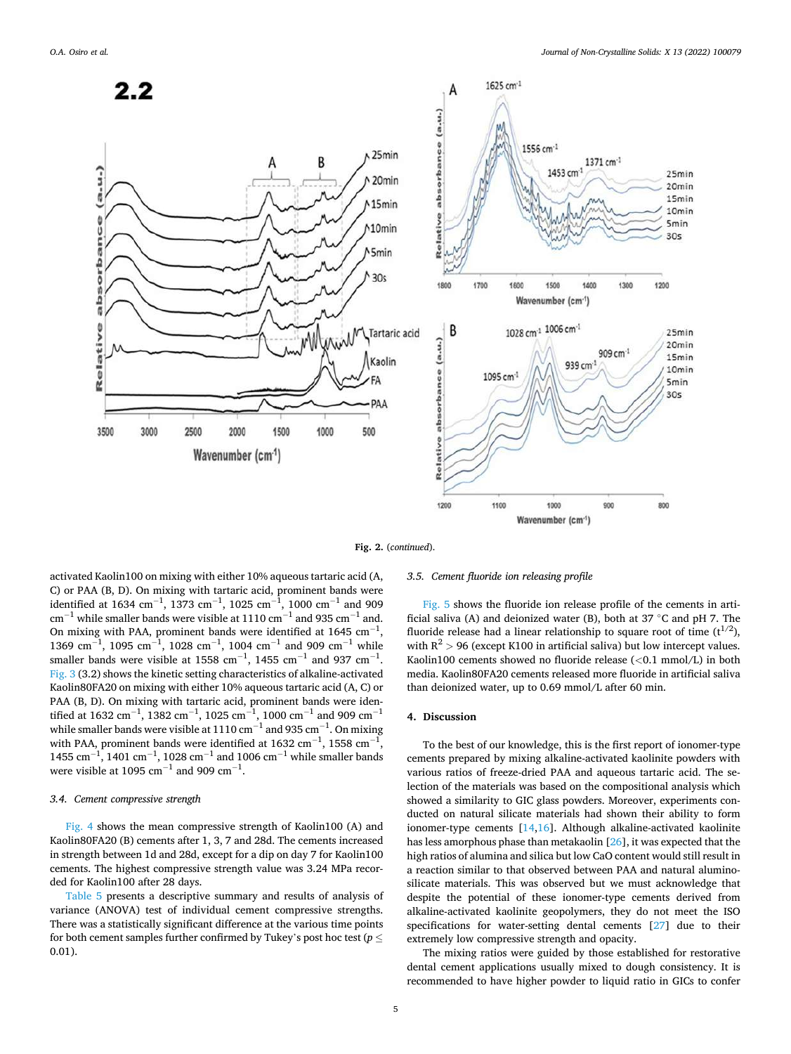Fig. 2. (*continued*).

activated Kaolin100 on mixing with either 10% aqueous tartaric acid (A, C) or PAA (B, D). On mixing with tartaric acid, prominent bands were identified at 1634 $cm^{-1}$, 1373 $cm^{-1}$, 1025 $cm^{-1}$, 1000 $cm^{-1}$ and 909 $cm^{-1}$ while smaller bands were visible at 1110 $cm^{-1}$ and 935 $cm^{-1}$ and. On mixing with PAA, prominent bands were identified at 1645 $cm^{-1}$, 1369 $cm^{-1}$, 1095 $cm^{-1}$, 1028 $cm^{-1}$, 1004 $cm^{-1}$ and 909 $cm^{-1}$ while smaller bands were visible at 1558 $cm^{-1}$, 1455 $cm^{-1}$ and 937 $cm^{-1}$. Fig. 3 (3.2) shows the kinetic setting characteristics of alkaline-activated Kaolin80FA20 on mixing with either 10% aqueous tartaric acid (A, C) or PAA (B, D). On mixing with tartaric acid, prominent bands were identified at 1632 $cm^{-1}$, 1382 $cm^{-1}$, 1025 $cm^{-1}$, 1000 $cm^{-1}$ and 909 $cm^{-1}$ while smaller bands were visible at 1110 $cm^{-1}$ and 935 $cm^{-1}$. On mixing with PAA, prominent bands were identified at 1632 $cm^{-1}$, 1558 $cm^{-1}$, 1455 $cm^{-1}$, 1401 $cm^{-1}$, 1028 $cm^{-1}$ and 1006 $cm^{-1}$ while smaller bands were visible at 1095 $cm^{-1}$ and 909 $cm^{-1}$.

### 3.4. Cement compressive strength

Fig. 4 shows the mean compressive strength of Kaolin100 (A) and Kaolin80FA20 (B) cements after 1, 3, 7 and 28d. The cements increased in strength between 1d and 28d, except for a dip on day 7 for Kaolin100 cements. The highest compressive strength value was 3.24 MPa recorded for Kaolin100 after 28 days.

Table 5 presents a descriptive summary and results of analysis of variance (ANOVA) test of individual cement compressive strengths. There was a statistically significant difference at the various time points for both cement samples further confirmed by Tukey's post hoc test ($p \leq 0.01$).

### 3.5. Cement fluoride ion releasing profile

Fig. 5 shows the fluoride ion release profile of the cements in artificial saliva (A) and deionized water (B), both at 37 °C and pH 7. The fluoride release had a linear relationship to square root of time ($t^{1/2}$), with $R^2 > 96$ (except K100 in artificial saliva) but low intercept values. Kaolin100 cements showed no fluoride release (<0.1 mmol/L) in both media. Kaolin80FA20 cements released more fluoride in artificial saliva than deionized water, up to 0.69 mmol/L after 60 min.

## 4. Discussion

To the best of our knowledge, this is the first report of ionomer-type cements prepared by mixing alkaline-activated kaolinite powders with various ratios of freeze-dried PAA and aqueous tartaric acid. The selection of the materials was based on the compositional analysis which showed a similarity to GIC glass powders. Moreover, experiments conducted on natural silicate materials had shown their ability to form ionomer-type cements [14,16]. Although alkaline-activated kaolinite has less amorphous phase than metakaolin [26], it was expected that the high ratios of alumina and silica but low CaO content would still result in a reaction similar to that observed between PAA and natural aluminosilicate materials. This was observed but we must acknowledge that despite the potential of these ionomer-type cements derived from alkaline-activated kaolinite geopolymers, they do not meet the ISO specifications for water-setting dental cements [27] due to their extremely low compressive strength and opacity.

The mixing ratios were guided by those established for restorative dental cement applications usually mixed to dough consistency. It is recommended to have higher powder to liquid ratio in GICs to confer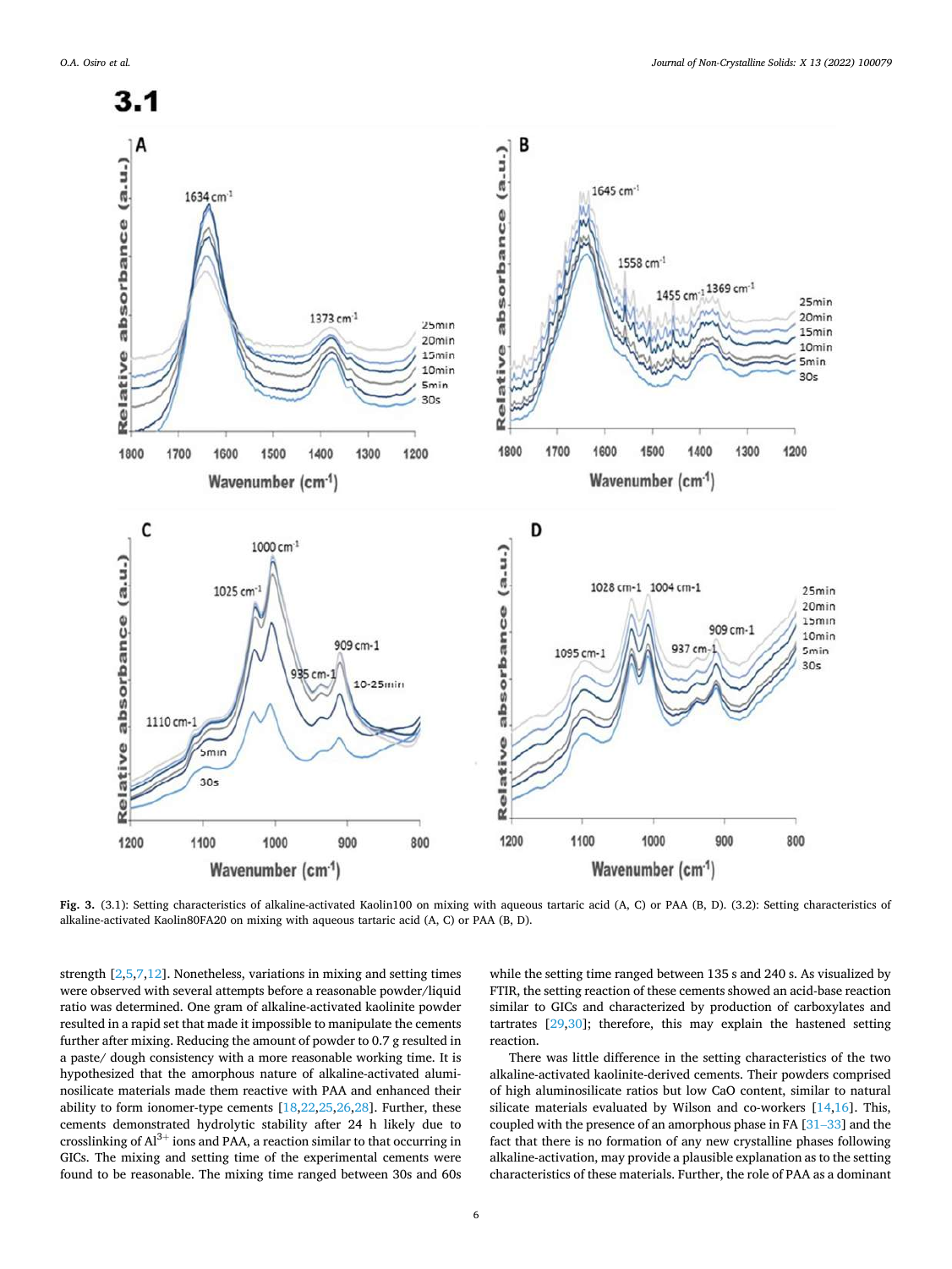**Fig. 3.** (3.1): Setting characteristics of alkaline-activated Kaolin100 on mixing with aqueous tartaric acid (A, C) or PAA (B, D). (3.2): Setting characteristics of alkaline-activated Kaolin80FA20 on mixing with aqueous tartaric acid (A, C) or PAA (B, D).

strength [2,5,7,12]. Nonetheless, variations in mixing and setting times were observed with several attempts before a reasonable powder/liquid ratio was determined. One gram of alkaline-activated kaolinite powder resulted in a rapid set that made it impossible to manipulate the cements further after mixing. Reducing the amount of powder to 0.7 g resulted in a paste/ dough consistency with a more reasonable working time. It is hypothesized that the amorphous nature of alkaline-activated aluminosilicate materials made them reactive with PAA and enhanced their ability to form ionomer-type cements [18,22,25,26,28]. Further, these cements demonstrated hydrolytic stability after 24 h likely due to crosslinking of $Al^{3+}$ ions and PAA, a reaction similar to that occurring in GICs. The mixing and setting time of the experimental cements were found to be reasonable. The mixing time ranged between 30s and 60s while the setting time ranged between 135 s and 240 s. As visualized by FTIR, the setting reaction of these cements showed an acid-base reaction similar to GICs and characterized by production of carboxylates and tartrates [29,30]; therefore, this may explain the hastened setting reaction.

There was little difference in the setting characteristics of the two alkaline-activated kaolinite-derived cements. Their powders comprised of high aluminosilicate ratios but low CaO content, similar to natural silicate materials evaluated by Wilson and co-workers [14,16]. This, coupled with the presence of an amorphous phase in FA [31–33] and the fact that there is no formation of any new crystalline phases following alkaline-activation, may provide a plausible explanation as to the setting characteristics of these materials. Further, the role of PAA as a dominant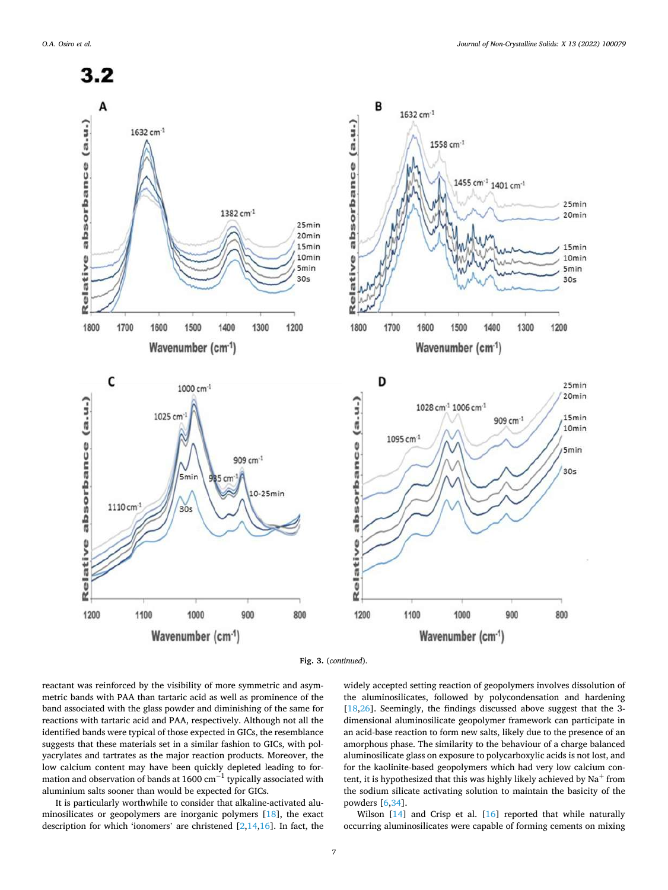Fig. 3. (*continued*).

reactant was reinforced by the visibility of more symmetric and asymmetric bands with PAA than tartaric acid as well as prominence of the band associated with the glass powder and diminishing of the same for reactions with tartaric acid and PAA, respectively. Although not all the identified bands were typical of those expected in GICs, the resemblance suggests that these materials set in a similar fashion to GICs, with polyacrylates and tartrates as the major reaction products. Moreover, the low calcium content may have been quickly depleted leading to formation and observation of bands at 1600 $cm^{-1}$ typically associated with aluminium salts sooner than would be expected for GICs.

It is particularly worthwhile to consider that alkaline-activated aluminosilicates or geopolymers are inorganic polymers [18], the exact description for which 'ionomers' are christened [2,14,16]. In fact, the widely accepted setting reaction of geopolymers involves dissolution of the aluminosilicates, followed by polycondensation and hardening [18,26]. Seemingly, the findings discussed above suggest that the 3-dimensional aluminosilicate geopolymer framework can participate in an acid-base reaction to form new salts, likely due to the presence of an amorphous phase. The similarity to the behaviour of a charge balanced aluminosilicate glass on exposure to polycarboxylic acids is not lost, and for the kaolinite-based geopolymers which had very low calcium content, it is hypothesized that this was highly likely achieved by $Na^+$ from the sodium silicate activating solution to maintain the basicity of the powders [6,34].

Wilson [14] and Crisp et al. [16] reported that while naturally occurring aluminosilicates were capable of forming cements on mixing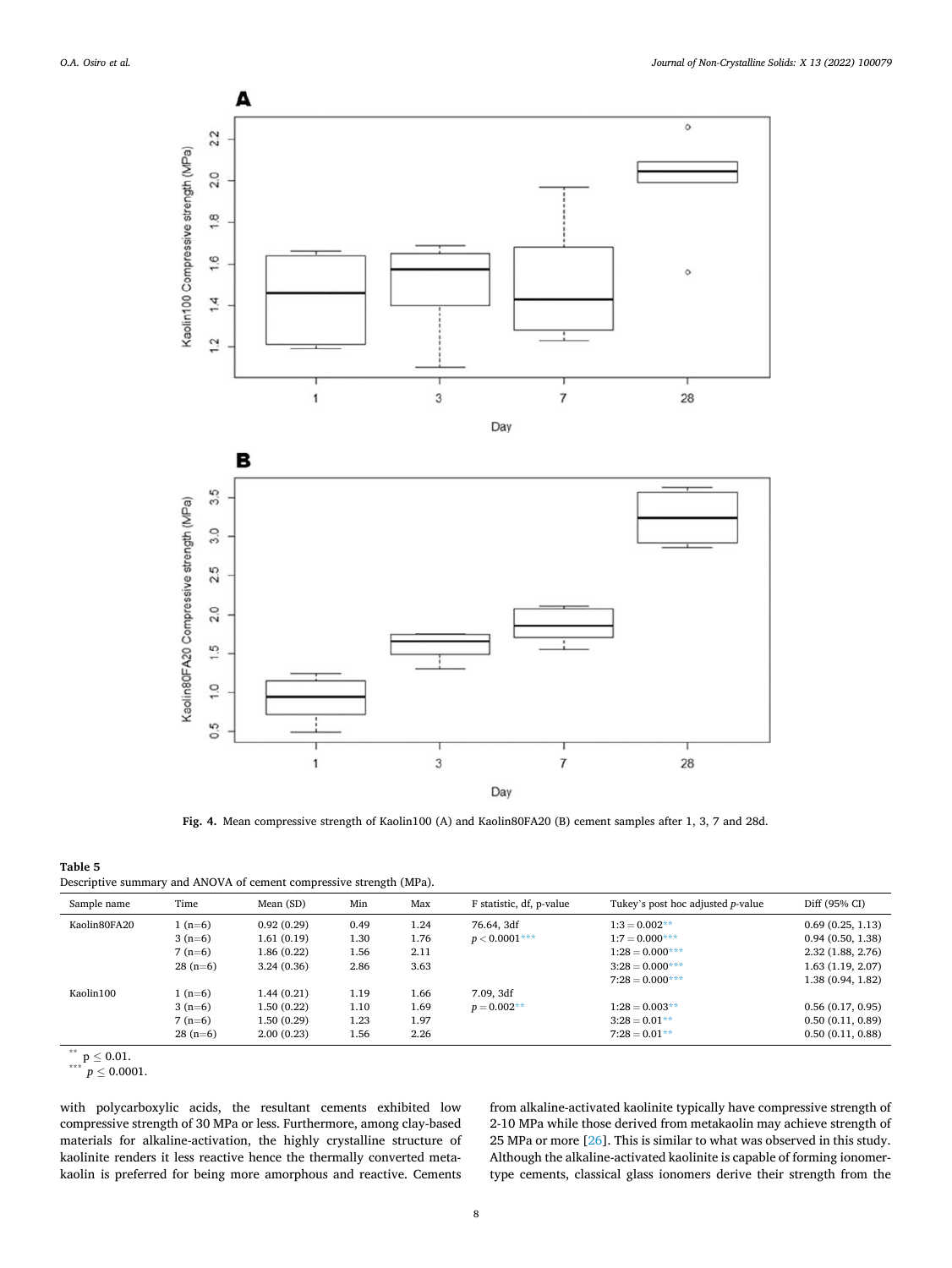Fig. 4. Mean compressive strength of Kaolin100 (A) and Kaolin80FA20 (B) cement samples after 1, 3, 7 and 28d.

**Table 5**
Descriptive summary and ANOVA of cement compressive strength (MPa).

| Sample name | Time | Mean (SD) | Min | Max | F statistic, df, p-value | Tukey's post hoc adjusted *p*-value | Diff (95% CI) |
|---|---|---|---|---|---|---|---|
| Kaolin80FA20 | 1 (n=6) | 0.92 (0.29) | 0.49 | 1.24 | 76.64, 3df | 1:3 = 0.002** | 0.69 (0.25, 1.13) |
| | 3 (n=6) | 1.61 (0.19) | 1.30 | 1.76 | $p < 0.0001$*** | 1:7 = 0.000*** | 0.94 (0.50, 1.38) |
| | 7 (n=6) | 1.86 (0.22) | 1.56 | 2.11 | | 1:28 = 0.000*** | 2.32 (1.88, 2.76) |
| | 28 (n=6) | 3.24 (0.36) | 2.86 | 3.63 | | 3:28 = 0.000*** | 1.63 (1.19, 2.07) |
| | | | | | | 7:28 = 0.000*** | 1.38 (0.94, 1.82) |
| Kaolin100 | 1 (n=6) | 1.44 (0.21) | 1.19 | 1.66 | 7.09, 3df | | |
| | 3 (n=6) | 1.50 (0.22) | 1.10 | 1.69 | $p = 0.002$** | 1:28 = 0.003** | 0.56 (0.17, 0.95) |
| | 7 (n=6) | 1.50 (0.29) | 1.23 | 1.97 | | 3:28 = 0.01** | 0.50 (0.11, 0.89) |
| | 28 (n=6) | 2.00 (0.23) | 1.56 | 2.26 | | 7:28 = 0.01** | 0.50 (0.11, 0.88) |

** $p \leq 0.01$.
*** $p \leq 0.0001$.

with polycarboxylic acids, the resultant cements exhibited low compressive strength of 30 MPa or less. Furthermore, among clay-based materials for alkaline-activation, the highly crystalline structure of kaolinite renders it less reactive hence the thermally converted metakaolin is preferred for being more amorphous and reactive. Cements from alkaline-activated kaolinite typically have compressive strength of 2-10 MPa while those derived from metakaolin may achieve strength of 25 MPa or more [26]. This is similar to what was observed in this study. Although the alkaline-activated kaolinite is capable of forming ionomer-type cements, classical glass ionomers derive their strength from the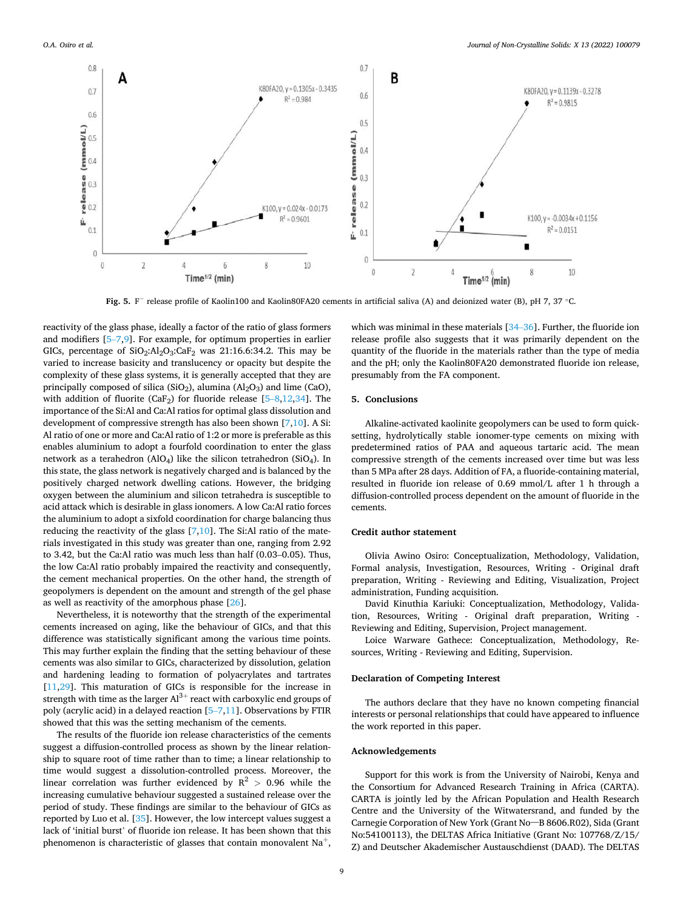Fig. 5. $F^-$ release profile of Kaolin100 and Kaolin80FA20 cements in artificial saliva (A) and deionized water (B), pH 7, 37 °C.

reactivity of the glass phase, ideally a factor of the ratio of glass formers and modifiers [5–7,9]. For example, for optimum properties in earlier GICs, percentage of $SiO_2$:$Al_2O_3$:$CaF_2$ was 21:16.6:34.2. This may be varied to increase basicity and translucency or opacity but despite the complexity of these glass systems, it is generally accepted that they are principally composed of silica ($SiO_2$), alumina ($Al_2O_3$) and lime (CaO), with addition of fluorite ($CaF_2$) for fluoride release [5–8,12,34]. The importance of the Si:Al and Ca:Al ratios for optimal glass dissolution and development of compressive strength has also been shown [7,10]. A Si:Al ratio of one or more and Ca:Al ratio of 1:2 or more is preferable as this enables aluminium to adopt a fourfold coordination to enter the glass network as a terahedron ($AlO_4$) like the silicon tetrahedron ($SiO_4$). In this state, the glass network is negatively charged and is balanced by the positively charged network dwelling cations. However, the bridging oxygen between the aluminium and silicon tetrahedra is susceptible to acid attack which is desirable in glass ionomers. A low Ca:Al ratio forces the aluminium to adopt a sixfold coordination for charge balancing thus reducing the reactivity of the glass [7,10]. The Si:Al ratio of the materials investigated in this study was greater than one, ranging from 2.92 to 3.42, but the Ca:Al ratio was much less than half (0.03–0.05). Thus, the low Ca:Al ratio probably impaired the reactivity and consequently, the cement mechanical properties. On the other hand, the strength of geopolymers is dependent on the amount and strength of the gel phase as well as reactivity of the amorphous phase [26].

Nevertheless, it is noteworthy that the strength of the experimental cements increased on aging, like the behaviour of GICs, and that this difference was statistically significant among the various time points. This may further explain the finding that the setting behaviour of these cements was also similar to GICs, characterized by dissolution, gelation and hardening leading to formation of polyacrylates and tartrates [11,29]. This maturation of GICs is responsible for the increase in strength with time as the larger $Al^{3+}$ react with carboxylic end groups of poly (acrylic acid) in a delayed reaction [5–7,11]. Observations by FTIR showed that this was the setting mechanism of the cements.

The results of the fluoride ion release characteristics of the cements suggest a diffusion-controlled process as shown by the linear relationship to square root of time rather than to time; a linear relationship to time would suggest a dissolution-controlled process. Moreover, the linear correlation was further evidenced by $R^2 > 0.96$ while the increasing cumulative behaviour suggested a sustained release over the period of study. These findings are similar to the behaviour of GICs as reported by Luo et al. [35]. However, the low intercept values suggest a lack of 'initial burst' of fluoride ion release. It has been shown that this phenomenon is characteristic of glasses that contain monovalent $Na^+$, which was minimal in these materials [34–36]. Further, the fluoride ion release profile also suggests that it was primarily dependent on the quantity of the fluoride in the materials rather than the type of media and the pH; only the Kaolin80FA20 demonstrated fluoride ion release, presumably from the FA component.

## 5. Conclusions

Alkaline-activated kaolinite geopolymers can be used to form quick-setting, hydrolytically stable ionomer-type cements on mixing with predetermined ratios of PAA and aqueous tartaric acid. The mean compressive strength of the cements increased over time but was less than 5 MPa after 28 days. Addition of FA, a fluoride-containing material, resulted in fluoride ion release of 0.69 mmol/L after 1 h through a diffusion-controlled process dependent on the amount of fluoride in the cements.

## Credit author statement

Olivia Awino Osiro: Conceptualization, Methodology, Validation, Formal analysis, Investigation, Resources, Writing - Original draft preparation, Writing - Reviewing and Editing, Visualization, Project administration, Funding acquisition.

David Kinuthia Kariuki: Conceptualization, Methodology, Validation, Resources, Writing - Original draft preparation, Writing - Reviewing and Editing, Supervision, Project management.

Loice Warware Gathece: Conceptualization, Methodology, Resources, Writing - Reviewing and Editing, Supervision.

## Declaration of Competing Interest

The authors declare that they have no known competing financial interests or personal relationships that could have appeared to influence the work reported in this paper.

## Acknowledgements

Support for this work is from the University of Nairobi, Kenya and the Consortium for Advanced Research Training in Africa (CARTA). CARTA is jointly led by the African Population and Health Research Centre and the University of the Witwatersrand, and funded by the Carnegie Corporation of New York (Grant No—B 8606.R02), Sida (Grant No:54100113), the DELTAS Africa Initiative (Grant No: 107768/Z/15/Z) and Deutscher Akademischer Austauschdienst (DAAD). The DELTAS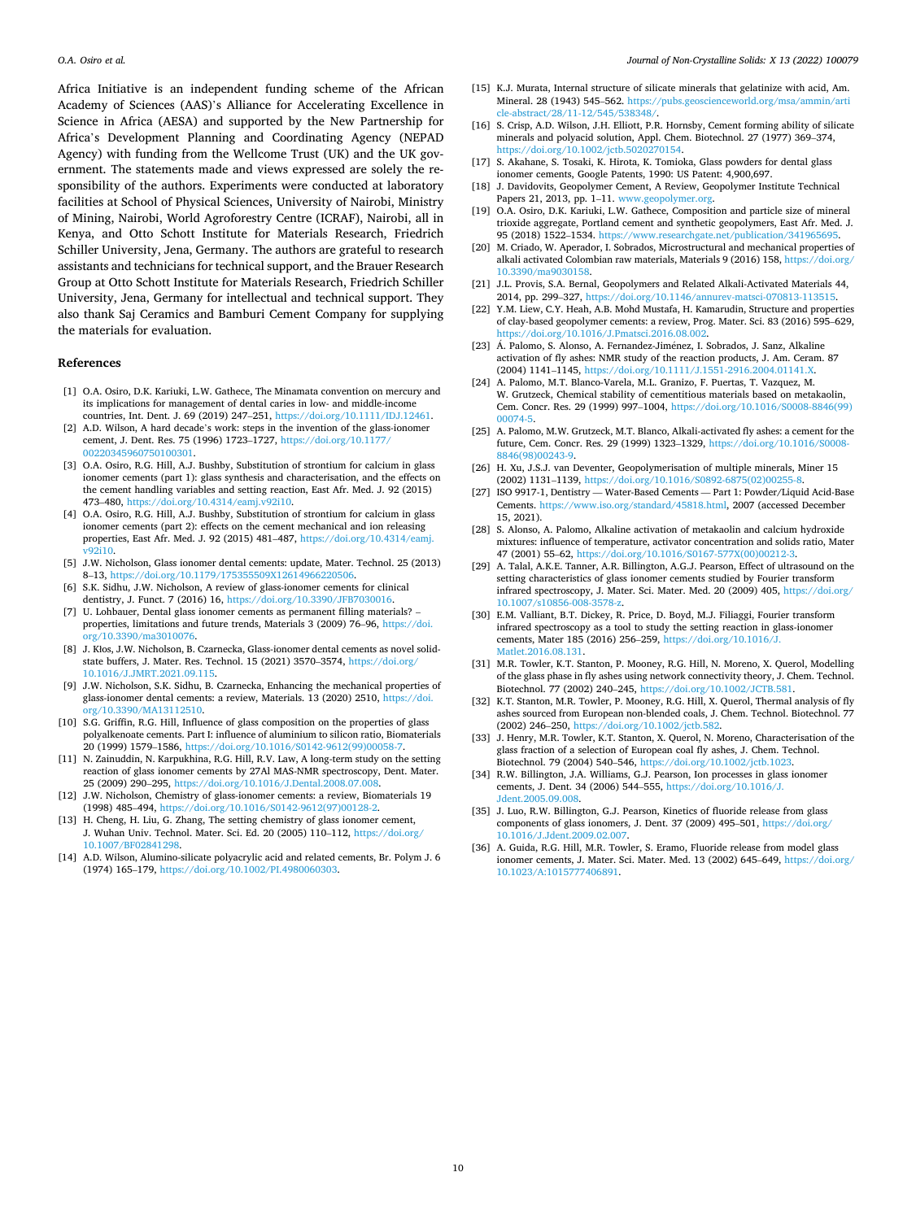Africa Initiative is an independent funding scheme of the African Academy of Sciences (AAS)'s Alliance for Accelerating Excellence in Science in Africa (AESA) and supported by the New Partnership for Africa's Development Planning and Coordinating Agency (NEPAD Agency) with funding from the Wellcome Trust (UK) and the UK government. The statements made and views expressed are solely the responsibility of the authors. Experiments were conducted at laboratory facilities at School of Physical Sciences, University of Nairobi, Ministry of Mining, Nairobi, World Agroforestry Centre (ICRAF), Nairobi, all in Kenya, and Otto Schott Institute for Materials Research, Friedrich Schiller University, Jena, Germany. The authors are grateful to research assistants and technicians for technical support, and the Brauer Research Group at Otto Schott Institute for Materials Research, Friedrich Schiller University, Jena, Germany for intellectual and technical support. They also thank Saj Ceramics and Bamburi Cement Company for supplying the materials for evaluation.

## References

[1] O.A. Osiro, D.K. Kariuki, L.W. Gathece, The Minamata convention on mercury and its implications for management of dental caries in low- and middle-income countries, Int. Dent. J. 69 (2019) 247–251, https://doi.org/10.1111/IDJ.12461.

[2] A.D. Wilson, A hard decade's work: steps in the invention of the glass-ionomer cement, J. Dent. Res. 75 (1996) 1723–1727, https://doi.org/10.1177/00220345960750100301.

[3] O.A. Osiro, R.G. Hill, A.J. Bushby, Substitution of strontium for calcium in glass ionomer cements (part 1): glass synthesis and characterisation, and the effects on the cement handling variables and setting reaction, East Afr. Med. J. 92 (2015) 473–480, https://doi.org/10.4314/eamj.v92i10.

[4] O.A. Osiro, R.G. Hill, A.J. Bushby, Substitution of strontium for calcium in glass ionomer cements (part 2): effects on the cement mechanical and ion releasing properties, East Afr. Med. J. 92 (2015) 481–487, https://doi.org/10.4314/eamj.v92i10.

[5] J.W. Nicholson, Glass ionomer dental cements: update, Mater. Technol. 25 (2013) 8–13, https://doi.org/10.1179/175355509X12614966220506.

[6] S.K. Sidhu, J.W. Nicholson, A review of glass-ionomer cements for clinical dentistry, J. Funct. 7 (2016) 16, https://doi.org/10.3390/JFB7030016.

[7] U. Lohbauer, Dental glass ionomer cements as permanent filling materials? – properties, limitations and future trends, Materials 3 (2009) 76–96, https://doi.org/10.3390/ma3010076.

[8] J. Klos, J.W. Nicholson, B. Czarnecka, Glass-ionomer dental cements as novel solid-state buffers, J. Mater. Res. Technol. 15 (2021) 3570–3574, https://doi.org/10.1016/J.JMRT.2021.09.115.

[9] J.W. Nicholson, S.K. Sidhu, B. Czarnecka, Enhancing the mechanical properties of glass-ionomer dental cements: a review, Materials. 13 (2020) 2510, https://doi.org/10.3390/MA13112510.

[10] S.G. Griffin, R.G. Hill, Influence of glass composition on the properties of glass polyalkenoate cements. Part I: influence of aluminium to silicon ratio, Biomaterials 20 (1999) 1579–1586, https://doi.org/10.1016/S0142-9612(99)00058-7.

[11] N. Zainuddin, N. Karpukhina, R.G. Hill, R.V. Law, A long-term study on the setting reaction of glass ionomer cements by 27Al MAS-NMR spectroscopy, Dent. Mater. 25 (2009) 290–295, https://doi.org/10.1016/J.Dental.2008.07.008.

[12] J.W. Nicholson, Chemistry of glass-ionomer cements: a review, Biomaterials 19 (1998) 485–494, https://doi.org/10.1016/S0142-9612(97)00128-2.

[13] H. Cheng, H. Liu, G. Zhang, The setting chemistry of glass ionomer cement, J. Wuhan Univ. Technol. Mater. Sci. Ed. 20 (2005) 110–112, https://doi.org/10.1007/BF02841298.

[14] A.D. Wilson, Alumino-silicate polyacrylic acid and related cements, Br. Polym J. 6 (1974) 165–179, https://doi.org/10.1002/PI.4980060303.

[15] K.J. Murata, Internal structure of silicate minerals that gelatinize with acid, Am. Mineral. 28 (1943) 545–562. https://pubs.geoscienceworld.org/msa/ammin/article-abstract/28/11-12/545/538348/.

[16] S. Crisp, A.D. Wilson, J.H. Elliott, P.R. Hornsby, Cement forming ability of silicate minerals and polyacid solution, Appl. Chem. Biotechnol. 27 (1977) 369–374, https://doi.org/10.1002/jctb.5020270154.

[17] S. Akahane, S. Tosaki, K. Hirota, K. Tomioka, Glass powders for dental glass ionomer cements, Google Patents, 1990: US Patent: 4,900,697.

[18] J. Davidovits, Geopolymer Cement, A Review, Geopolymer Institute Technical Papers 21, 2013, pp. 1–11. www.geopolymer.org.

[19] O.A. Osiro, D.K. Kariuki, L.W. Gathece, Composition and particle size of mineral trioxide aggregate, Portland cement and synthetic geopolymers, East Afr. Med. J. 95 (2018) 1522–1534. https://www.researchgate.net/publication/341965695.

[20] M. Criado, W. Aperador, I. Sobrados, Microstructural and mechanical properties of alkali activated Colombian raw materials, Materials 9 (2016) 158, https://doi.org/10.3390/ma9030158.

[21] J.L. Provis, S.A. Bernal, Geopolymers and Related Alkali-Activated Materials 44, 2014, pp. 299–327, https://doi.org/10.1146/annurev-matsci-070813-113515.

[22] Y.M. Liew, C.Y. Heah, A.B. Mohd Mustafa, H. Kamarudin, Structure and properties of clay-based geopolymer cements: a review, Prog. Mater. Sci. 83 (2016) 595–629, https://doi.org/10.1016/J.Pmatsci.2016.08.002.

[23] Á. Palomo, S. Alonso, A. Fernandez-Jiménez, I. Sobrados, J. Sanz, Alkaline activation of fly ashes: NMR study of the reaction products, J. Am. Ceram. 87 (2004) 1141–1145, https://doi.org/10.1111/J.1551-2916.2004.01141.X.

[24] A. Palomo, M.T. Blanco-Varela, M.L. Granizo, F. Puertas, T. Vazquez, M. W. Grutzeck, Chemical stability of cementitious materials based on metakaolin, Cem. Concr. Res. 29 (1999) 997–1004, https://doi.org/10.1016/S0008-8846(99)00074-5.

[25] A. Palomo, M.W. Grutzeck, M.T. Blanco, Alkali-activated fly ashes: a cement for the future, Cem. Concr. Res. 29 (1999) 1323–1329, https://doi.org/10.1016/S0008-8846(98)00243-9.

[26] H. Xu, J.S.J. van Deventer, Geopolymerisation of multiple minerals, Miner 15 (2002) 1131–1139, https://doi.org/10.1016/S0892-6875(02)00255-8.

[27] ISO 9917-1, Dentistry — Water-Based Cements — Part 1: Powder/Liquid Acid-Base Cements. https://www.iso.org/standard/45818.html, 2007 (accessed December 15, 2021).

[28] S. Alonso, A. Palomo, Alkaline activation of metakaolin and calcium hydroxide mixtures: influence of temperature, activator concentration and solids ratio, Mater 47 (2001) 55–62, https://doi.org/10.1016/S0167-577X(00)00212-3.

[29] A. Talal, A.K.E. Tanner, A.R. Billington, A.G.J. Pearson, Effect of ultrasound on the setting characteristics of glass ionomer cements studied by Fourier transform infrared spectroscopy, J. Mater. Sci. Mater. Med. 20 (2009) 405, https://doi.org/10.1007/s10856-008-3578-z.

[30] E.M. Valliant, B.T. Dickey, R. Price, D. Boyd, M.J. Filiaggi, Fourier transform infrared spectroscopy as a tool to study the setting reaction in glass-ionomer cements, Mater 185 (2016) 256–259, https://doi.org/10.1016/J.Matlet.2016.08.131.

[31] M.R. Towler, K.T. Stanton, P. Mooney, R.G. Hill, N. Moreno, X. Querol, Modelling of the glass phase in fly ashes using network connectivity theory, J. Chem. Technol. Biotechnol. 77 (2002) 240–245, https://doi.org/10.1002/JCTB.581.

[32] K.T. Stanton, M.R. Towler, P. Mooney, R.G. Hill, X. Querol, Thermal analysis of fly ashes sourced from European non-blended coals, J. Chem. Technol. Biotechnol. 77 (2002) 246–250, https://doi.org/10.1002/jctb.582.

[33] J. Henry, M.R. Towler, K.T. Stanton, X. Querol, N. Moreno, Characterisation of the glass fraction of a selection of European coal fly ashes, J. Chem. Technol. Biotechnol. 79 (2004) 540–546, https://doi.org/10.1002/jctb.1023.

[34] R.W. Billington, J.A. Williams, G.J. Pearson, Ion processes in glass ionomer cements, J. Dent. 34 (2006) 544–555, https://doi.org/10.1016/J.Jdent.2005.09.008.

[35] J. Luo, R.W. Billington, G.J. Pearson, Kinetics of fluoride release from glass components of glass ionomers, J. Dent. 37 (2009) 495–501, https://doi.org/10.1016/J.Jdent.2009.02.007.

[36] A. Guida, R.G. Hill, M.R. Towler, S. Eramo, Fluoride release from model glass ionomer cements, J. Mater. Sci. Mater. Med. 13 (2002) 645–649, https://doi.org/10.1023/A:1015777406891.